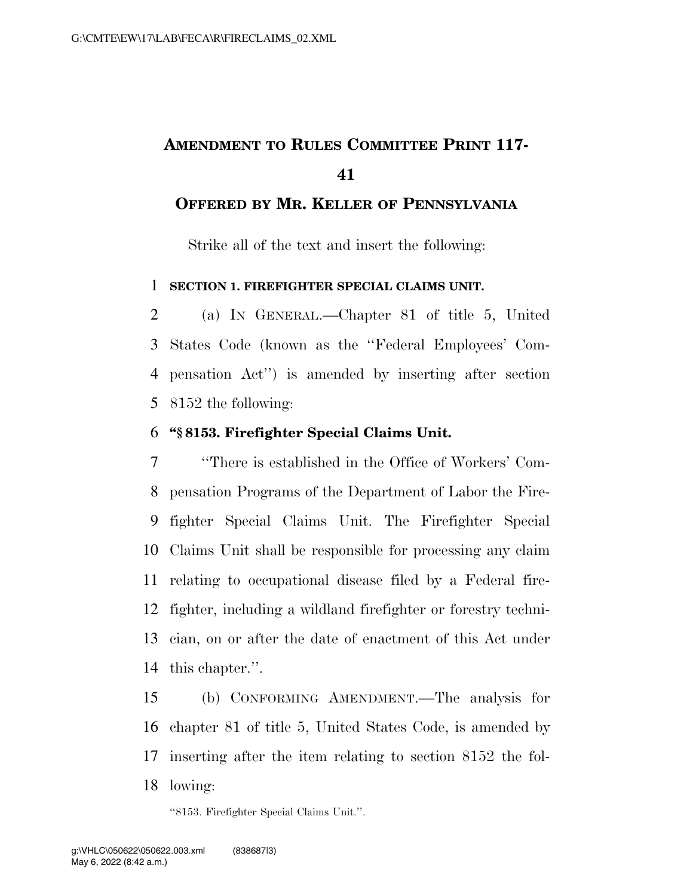# Amendment to Rules Committee Print 117-41

## Offered by Mr. Keller of Pennsylvania

Strike all of the text and insert the following:

**SECTION 1. FIREFIGHTER SPECIAL CLAIMS UNIT.**

(a) In General.—Chapter 81 of title 5, United States Code (known as the ''Federal Employees' Compensation Act'') is amended by inserting after section 8152 the following:

**''§ 8153. Firefighter Special Claims Unit.**

''There is established in the Office of Workers' Compensation Programs of the Department of Labor the Firefighter Special Claims Unit. The Firefighter Special Claims Unit shall be responsible for processing any claim relating to occupational disease filed by a Federal firefighter, including a wildland firefighter or forestry technician, on or after the date of enactment of this Act under this chapter.''.

(b) Conforming Amendment.—The analysis for chapter 81 of title 5, United States Code, is amended by inserting after the item relating to section 8152 the following:

''8153. Firefighter Special Claims Unit.''.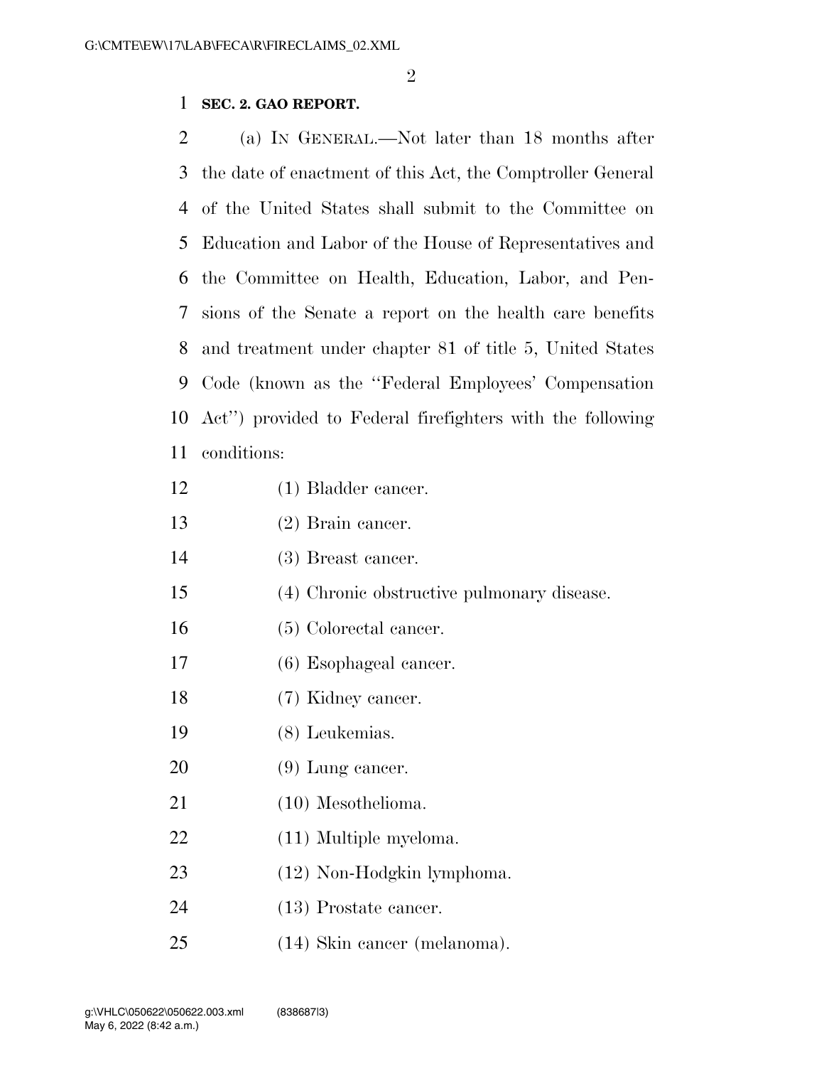**SEC. 2. GAO REPORT.**

(a) IN GENERAL.—Not later than 18 months after the date of enactment of this Act, the Comptroller General of the United States shall submit to the Committee on Education and Labor of the House of Representatives and the Committee on Health, Education, Labor, and Pensions of the Senate a report on the health care benefits and treatment under chapter 81 of title 5, United States Code (known as the ''Federal Employees' Compensation Act'') provided to Federal firefighters with the following conditions:

(1) Bladder cancer.

(2) Brain cancer.

(3) Breast cancer.

(4) Chronic obstructive pulmonary disease.

(5) Colorectal cancer.

(6) Esophageal cancer.

(7) Kidney cancer.

(8) Leukemias.

(9) Lung cancer.

(10) Mesothelioma.

(11) Multiple myeloma.

(12) Non-Hodgkin lymphoma.

(13) Prostate cancer.

(14) Skin cancer (melanoma).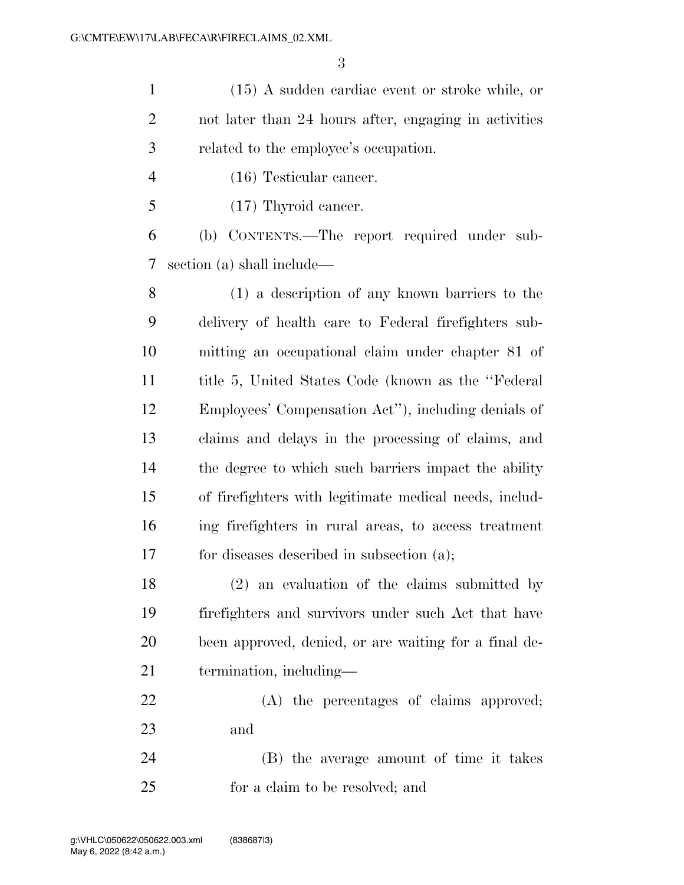(15) A sudden cardiac event or stroke while, or not later than 24 hours after, engaging in activities related to the employee's occupation.

(16) Testicular cancer.

(17) Thyroid cancer.

(b) CONTENTS.—The report required under subsection (a) shall include—

(1) a description of any known barriers to the delivery of health care to Federal firefighters submitting an occupational claim under chapter 81 of title 5, United States Code (known as the "Federal Employees' Compensation Act"), including denials of claims and delays in the processing of claims, and the degree to which such barriers impact the ability of firefighters with legitimate medical needs, including firefighters in rural areas, to access treatment for diseases described in subsection (a);

(2) an evaluation of the claims submitted by firefighters and survivors under such Act that have been approved, denied, or are waiting for a final determination, including—

(A) the percentages of claims approved; and

(B) the average amount of time it takes for a claim to be resolved; and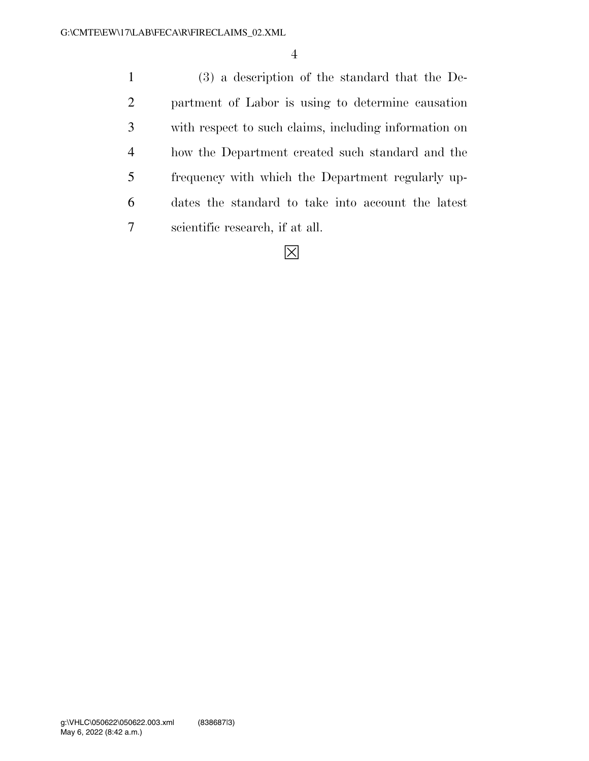(3) a description of the standard that the Department of Labor is using to determine causation with respect to such claims, including information on how the Department created such standard and the frequency with which the Department regularly updates the standard to take into account the latest scientific research, if at all.